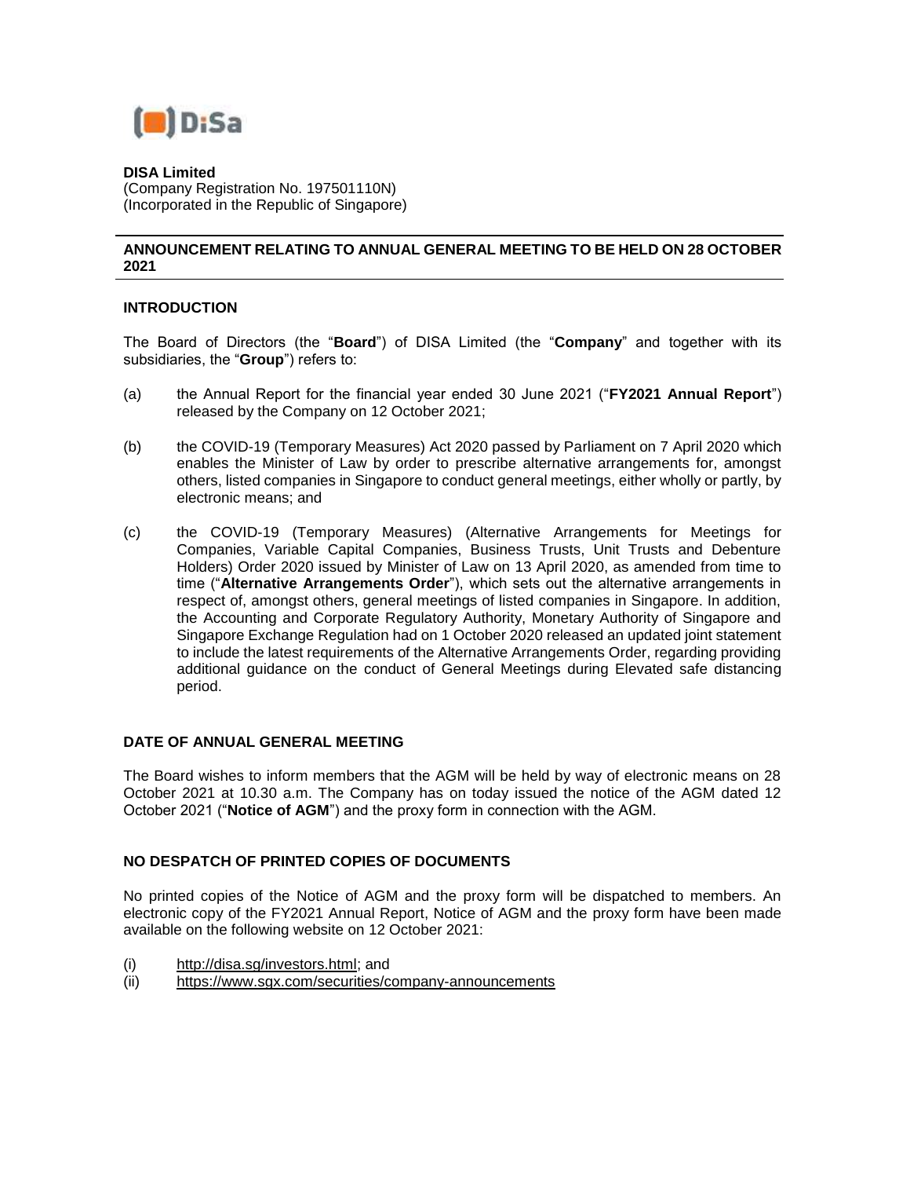**DISA Limited**
(Company Registration No. 197501110N)
(Incorporated in the Republic of Singapore)

## ANNOUNCEMENT RELATING TO ANNUAL GENERAL MEETING TO BE HELD ON 28 OCTOBER 2021

### INTRODUCTION

The Board of Directors (the "**Board**") of DISA Limited (the "**Company**" and together with its subsidiaries, the "**Group**") refers to:

(a) the Annual Report for the financial year ended 30 June 2021 ("**FY2021 Annual Report**") released by the Company on 12 October 2021;

(b) the COVID-19 (Temporary Measures) Act 2020 passed by Parliament on 7 April 2020 which enables the Minister of Law by order to prescribe alternative arrangements for, amongst others, listed companies in Singapore to conduct general meetings, either wholly or partly, by electronic means; and

(c) the COVID-19 (Temporary Measures) (Alternative Arrangements for Meetings for Companies, Variable Capital Companies, Business Trusts, Unit Trusts and Debenture Holders) Order 2020 issued by Minister of Law on 13 April 2020, as amended from time to time ("**Alternative Arrangements Order**"), which sets out the alternative arrangements in respect of, amongst others, general meetings of listed companies in Singapore. In addition, the Accounting and Corporate Regulatory Authority, Monetary Authority of Singapore and Singapore Exchange Regulation had on 1 October 2020 released an updated joint statement to include the latest requirements of the Alternative Arrangements Order, regarding providing additional guidance on the conduct of General Meetings during Elevated safe distancing period.

### DATE OF ANNUAL GENERAL MEETING

The Board wishes to inform members that the AGM will be held by way of electronic means on 28 October 2021 at 10.30 a.m. The Company has on today issued the notice of the AGM dated 12 October 2021 ("**Notice of AGM**") and the proxy form in connection with the AGM.

### NO DESPATCH OF PRINTED COPIES OF DOCUMENTS

No printed copies of the Notice of AGM and the proxy form will be dispatched to members. An electronic copy of the FY2021 Annual Report, Notice of AGM and the proxy form have been made available on the following website on 12 October 2021:

(i) http://disa.sg/investors.html; and
(ii) https://www.sgx.com/securities/company-announcements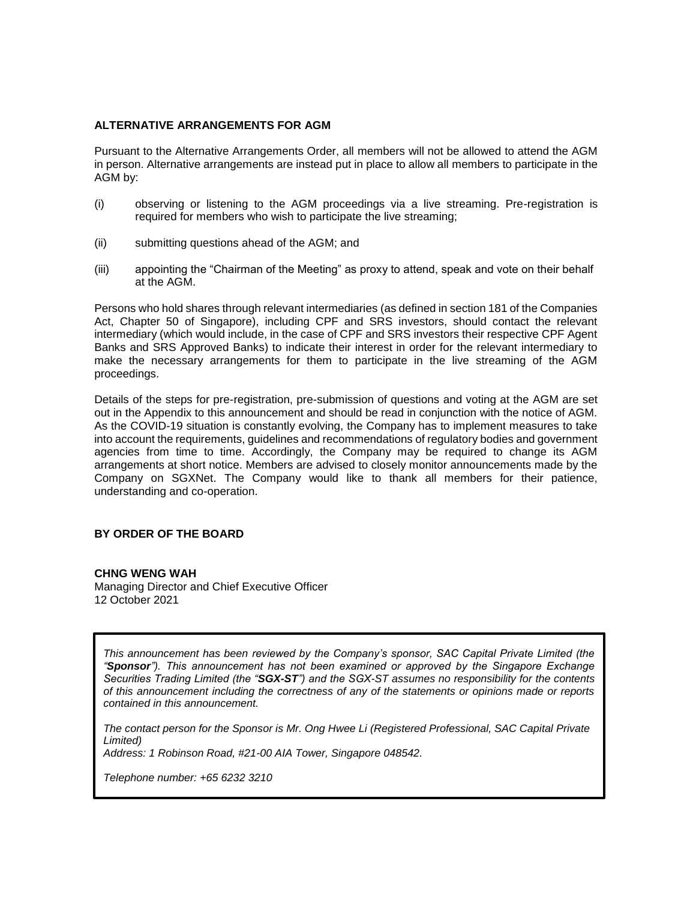**ALTERNATIVE ARRANGEMENTS FOR AGM**

Pursuant to the Alternative Arrangements Order, all members will not be allowed to attend the AGM in person. Alternative arrangements are instead put in place to allow all members to participate in the AGM by:

(i) observing or listening to the AGM proceedings via a live streaming. Pre-registration is required for members who wish to participate the live streaming;

(ii) submitting questions ahead of the AGM; and

(iii) appointing the "Chairman of the Meeting" as proxy to attend, speak and vote on their behalf at the AGM.

Persons who hold shares through relevant intermediaries (as defined in section 181 of the Companies Act, Chapter 50 of Singapore), including CPF and SRS investors, should contact the relevant intermediary (which would include, in the case of CPF and SRS investors their respective CPF Agent Banks and SRS Approved Banks) to indicate their interest in order for the relevant intermediary to make the necessary arrangements for them to participate in the live streaming of the AGM proceedings.

Details of the steps for pre-registration, pre-submission of questions and voting at the AGM are set out in the Appendix to this announcement and should be read in conjunction with the notice of AGM. As the COVID-19 situation is constantly evolving, the Company has to implement measures to take into account the requirements, guidelines and recommendations of regulatory bodies and government agencies from time to time. Accordingly, the Company may be required to change its AGM arrangements at short notice. Members are advised to closely monitor announcements made by the Company on SGXNet. The Company would like to thank all members for their patience, understanding and co-operation.

**BY ORDER OF THE BOARD**

**CHNG WENG WAH**
Managing Director and Chief Executive Officer
12 October 2021

*This announcement has been reviewed by the Company's sponsor, SAC Capital Private Limited (the "**Sponsor**"). This announcement has not been examined or approved by the Singapore Exchange Securities Trading Limited (the "**SGX-ST**") and the SGX-ST assumes no responsibility for the contents of this announcement including the correctness of any of the statements or opinions made or reports contained in this announcement.*

*The contact person for the Sponsor is Mr. Ong Hwee Li (Registered Professional, SAC Capital Private Limited)*
*Address: 1 Robinson Road, #21-00 AIA Tower, Singapore 048542.*

*Telephone number: +65 6232 3210*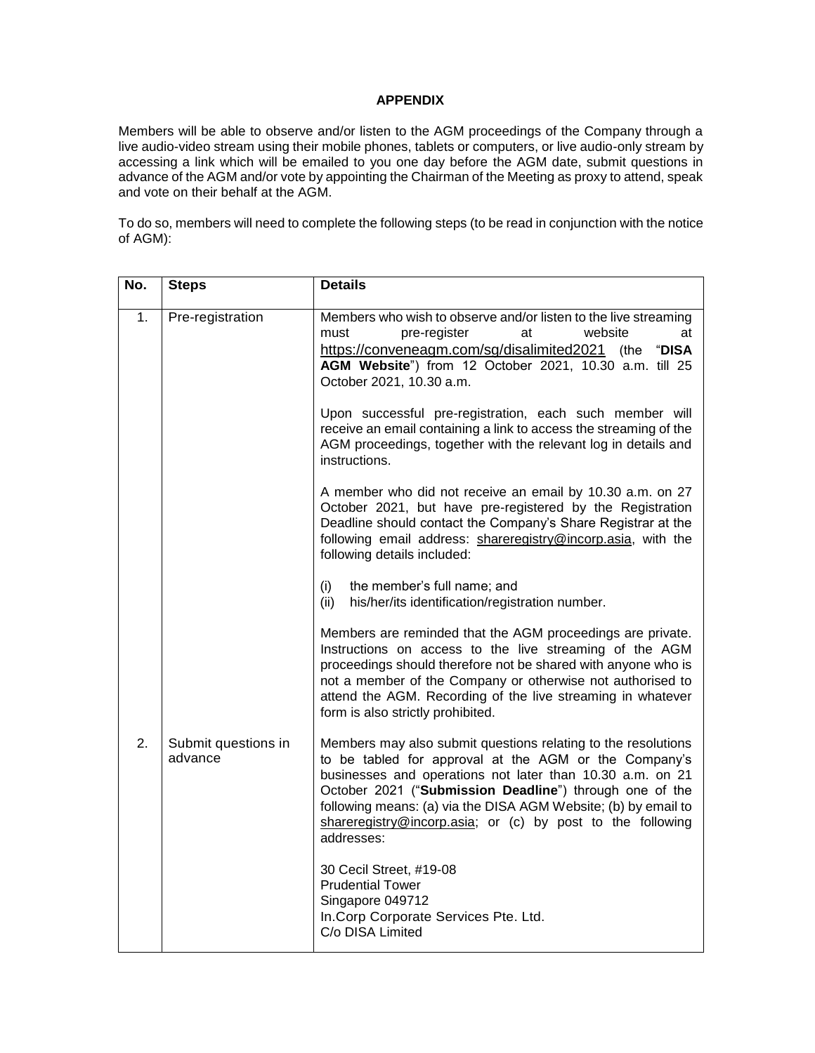**APPENDIX**

Members will be able to observe and/or listen to the AGM proceedings of the Company through a live audio-video stream using their mobile phones, tablets or computers, or live audio-only stream by accessing a link which will be emailed to you one day before the AGM date, submit questions in advance of the AGM and/or vote by appointing the Chairman of the Meeting as proxy to attend, speak and vote on their behalf at the AGM.

To do so, members will need to complete the following steps (to be read in conjunction with the notice of AGM):

| No. | Steps | Details |
|---|---|---|
| 1. | Pre-registration | Members who wish to observe and/or listen to the live streaming must pre-register at website at https://conveneagm.com/sg/disalimited2021 (the "**DISA AGM Website**") from 12 October 2021, 10.30 a.m. till 25 October 2021, 10.30 a.m.<br><br>Upon successful pre-registration, each such member will receive an email containing a link to access the streaming of the AGM proceedings, together with the relevant log in details and instructions.<br><br>A member who did not receive an email by 10.30 a.m. on 27 October 2021, but have pre-registered by the Registration Deadline should contact the Company's Share Registrar at the following email address: shareregistry@incorp.asia, with the following details included:<br><br>(i) the member's full name; and<br>(ii) his/her/its identification/registration number.<br><br>Members are reminded that the AGM proceedings are private. Instructions on access to the live streaming of the AGM proceedings should therefore not be shared with anyone who is not a member of the Company or otherwise not authorised to attend the AGM. Recording of the live streaming in whatever form is also strictly prohibited. |
| 2. | Submit questions in advance | Members may also submit questions relating to the resolutions to be tabled for approval at the AGM or the Company's businesses and operations not later than 10.30 a.m. on 21 October 2021 ("**Submission Deadline**") through one of the following means: (a) via the DISA AGM Website; (b) by email to shareregistry@incorp.asia; or (c) by post to the following addresses:<br><br>30 Cecil Street, #19-08<br>Prudential Tower<br>Singapore 049712<br>In.Corp Corporate Services Pte. Ltd.<br>C/o DISA Limited |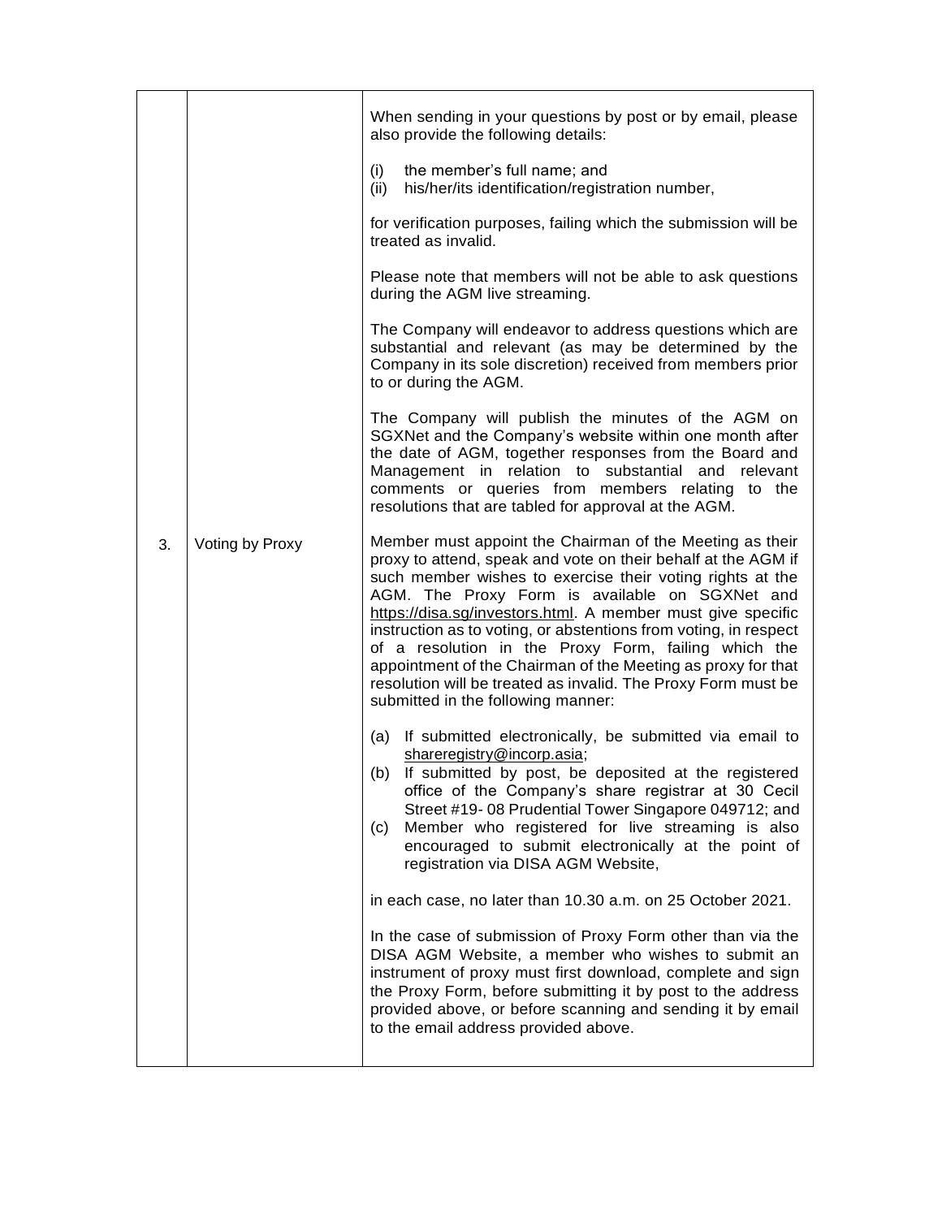| | | |
|---|---|---|
| | | When sending in your questions by post or by email, please also provide the following details:<br><br>(i) the member's full name; and<br>(ii) his/her/its identification/registration number,<br><br>for verification purposes, failing which the submission will be treated as invalid.<br><br>Please note that members will not be able to ask questions during the AGM live streaming.<br><br>The Company will endeavor to address questions which are substantial and relevant (as may be determined by the Company in its sole discretion) received from members prior to or during the AGM.<br><br>The Company will publish the minutes of the AGM on SGXNet and the Company's website within one month after the date of AGM, together responses from the Board and Management in relation to substantial and relevant comments or queries from members relating to the resolutions that are tabled for approval at the AGM. |
| 3. | Voting by Proxy | Member must appoint the Chairman of the Meeting as their proxy to attend, speak and vote on their behalf at the AGM if such member wishes to exercise their voting rights at the AGM. The Proxy Form is available on SGXNet and https://disa.sg/investors.html. A member must give specific instruction as to voting, or abstentions from voting, in respect of a resolution in the Proxy Form, failing which the appointment of the Chairman of the Meeting as proxy for that resolution will be treated as invalid. The Proxy Form must be submitted in the following manner:<br><br>(a) If submitted electronically, be submitted via email to shareregistry@incorp.asia;<br>(b) If submitted by post, be deposited at the registered office of the Company's share registrar at 30 Cecil Street #19- 08 Prudential Tower Singapore 049712; and<br>(c) Member who registered for live streaming is also encouraged to submit electronically at the point of registration via DISA AGM Website,<br><br>in each case, no later than 10.30 a.m. on 25 October 2021.<br><br>In the case of submission of Proxy Form other than via the DISA AGM Website, a member who wishes to submit an instrument of proxy must first download, complete and sign the Proxy Form, before submitting it by post to the address provided above, or before scanning and sending it by email to the email address provided above. |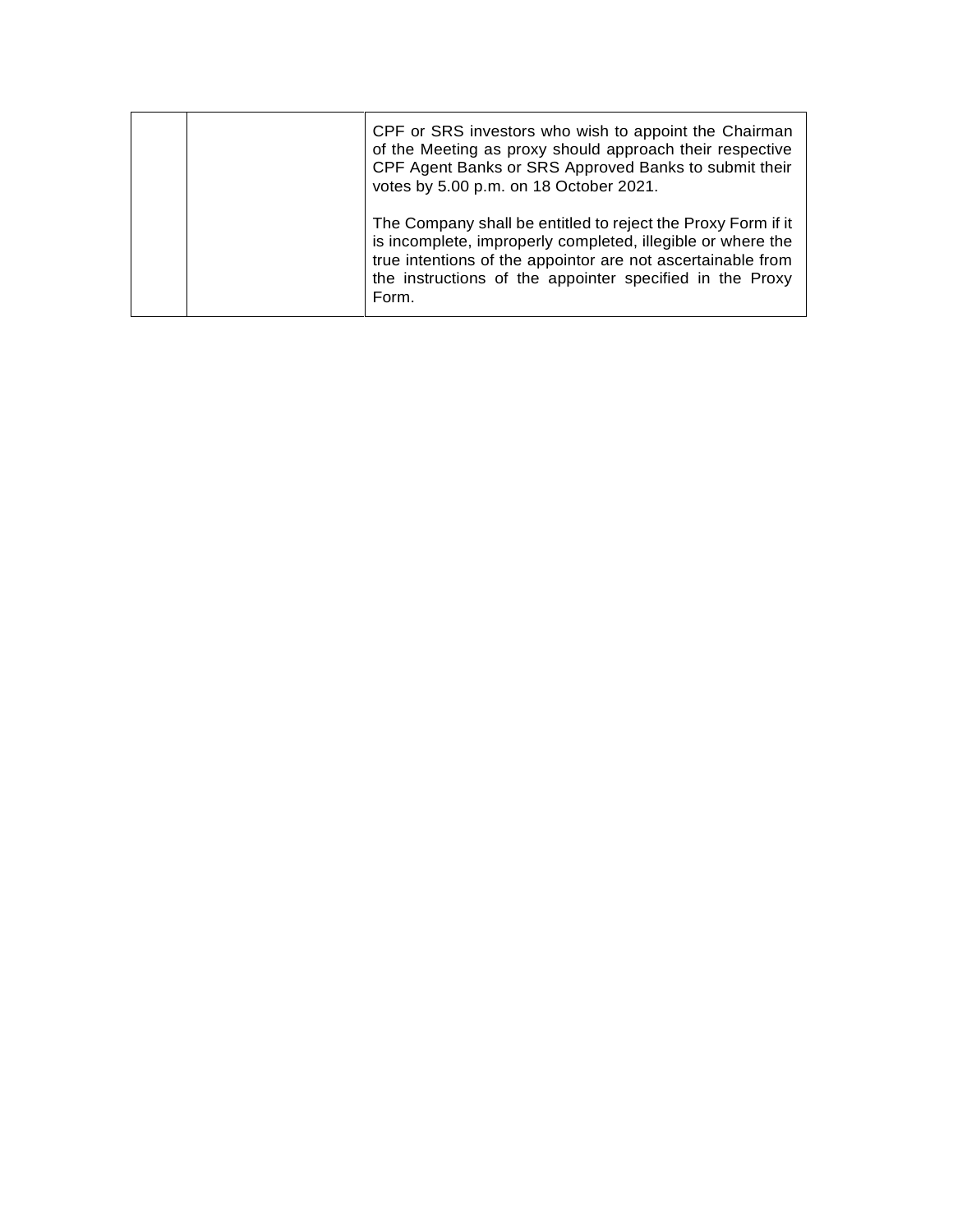| | | |
|---|---|---|
| | | CPF or SRS investors who wish to appoint the Chairman of the Meeting as proxy should approach their respective CPF Agent Banks or SRS Approved Banks to submit their votes by 5.00 p.m. on 18 October 2021.<br><br>The Company shall be entitled to reject the Proxy Form if it is incomplete, improperly completed, illegible or where the true intentions of the appointor are not ascertainable from the instructions of the appointer specified in the Proxy Form. |